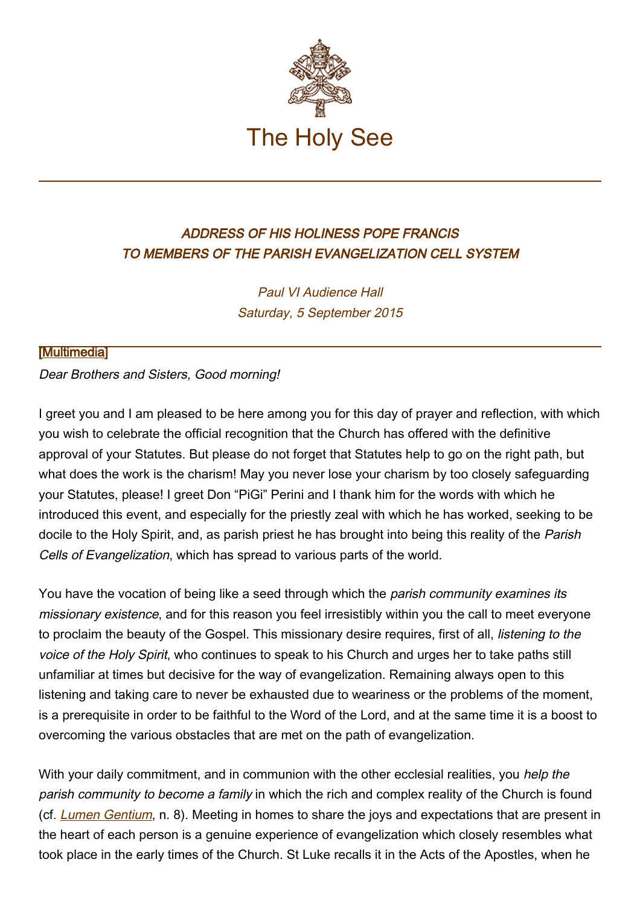# The Holy See

## *ADDRESS OF HIS HOLINESS POPE FRANCIS TO MEMBERS OF THE PARISH EVANGELIZATION CELL SYSTEM*

*Paul VI Audience Hall*
*Saturday, 5 September 2015*

[Multimedia]

*Dear Brothers and Sisters, Good morning!*

I greet you and I am pleased to be here among you for this day of prayer and reflection, with which you wish to celebrate the official recognition that the Church has offered with the definitive approval of your Statutes. But please do not forget that Statutes help to go on the right path, but what does the work is the charism! May you never lose your charism by too closely safeguarding your Statutes, please! I greet Don "PiGi" Perini and I thank him for the words with which he introduced this event, and especially for the priestly zeal with which he has worked, seeking to be docile to the Holy Spirit, and, as parish priest he has brought into being this reality of the *Parish Cells of Evangelization*, which has spread to various parts of the world.

You have the vocation of being like a seed through which the *parish community examines its missionary existence*, and for this reason you feel irresistibly within you the call to meet everyone to proclaim the beauty of the Gospel. This missionary desire requires, first of all, *listening to the voice of the Holy Spirit*, who continues to speak to his Church and urges her to take paths still unfamiliar at times but decisive for the way of evangelization. Remaining always open to this listening and taking care to never be exhausted due to weariness or the problems of the moment, is a prerequisite in order to be faithful to the Word of the Lord, and at the same time it is a boost to overcoming the various obstacles that are met on the path of evangelization.

With your daily commitment, and in communion with the other ecclesial realities, you *help the parish community to become a family* in which the rich and complex reality of the Church is found (cf. *Lumen Gentium*, n. 8). Meeting in homes to share the joys and expectations that are present in the heart of each person is a genuine experience of evangelization which closely resembles what took place in the early times of the Church. St Luke recalls it in the Acts of the Apostles, when he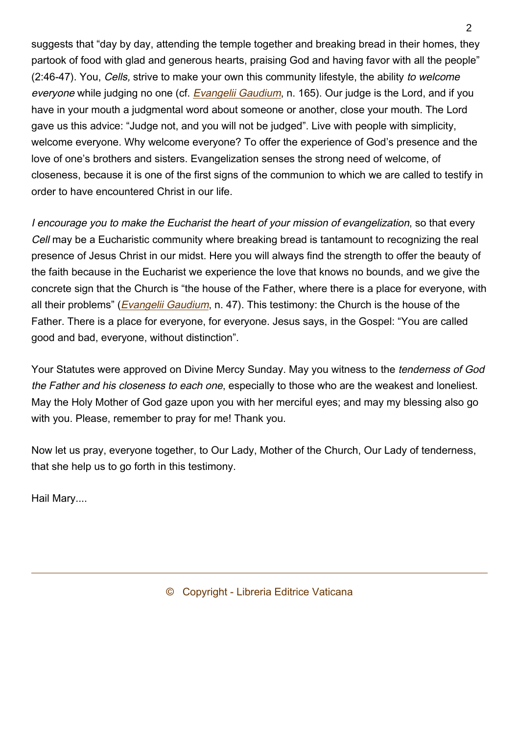suggests that “day by day, attending the temple together and breaking bread in their homes, they partook of food with glad and generous hearts, praising God and having favor with all the people” (2:46-47). You, *Cells,* strive to make your own this community lifestyle, the ability *to welcome everyone* while judging no one (cf. *Evangelii Gaudium*, n. 165). Our judge is the Lord, and if you have in your mouth a judgmental word about someone or another, close your mouth. The Lord gave us this advice: “Judge not, and you will not be judged”. Live with people with simplicity, welcome everyone. Why welcome everyone? To offer the experience of God’s presence and the love of one’s brothers and sisters. Evangelization senses the strong need of welcome, of closeness, because it is one of the first signs of the communion to which we are called to testify in order to have encountered Christ in our life.

*I encourage you to make the Eucharist the heart of your mission of evangelization*, so that every *Cell* may be a Eucharistic community where breaking bread is tantamount to recognizing the real presence of Jesus Christ in our midst. Here you will always find the strength to offer the beauty of the faith because in the Eucharist we experience the love that knows no bounds, and we give the concrete sign that the Church is “the house of the Father, where there is a place for everyone, with all their problems” (*Evangelii Gaudium*, n. 47). This testimony: the Church is the house of the Father. There is a place for everyone, for everyone. Jesus says, in the Gospel: “You are called good and bad, everyone, without distinction”.

Your Statutes were approved on Divine Mercy Sunday. May you witness to the *tenderness of God the Father and his closeness to each one*, especially to those who are the weakest and loneliest. May the Holy Mother of God gaze upon you with her merciful eyes; and may my blessing also go with you. Please, remember to pray for me! Thank you.

Now let us pray, everyone together, to Our Lady, Mother of the Church, Our Lady of tenderness, that she help us to go forth in this testimony.

Hail Mary....

---

© Copyright - Libreria Editrice Vaticana